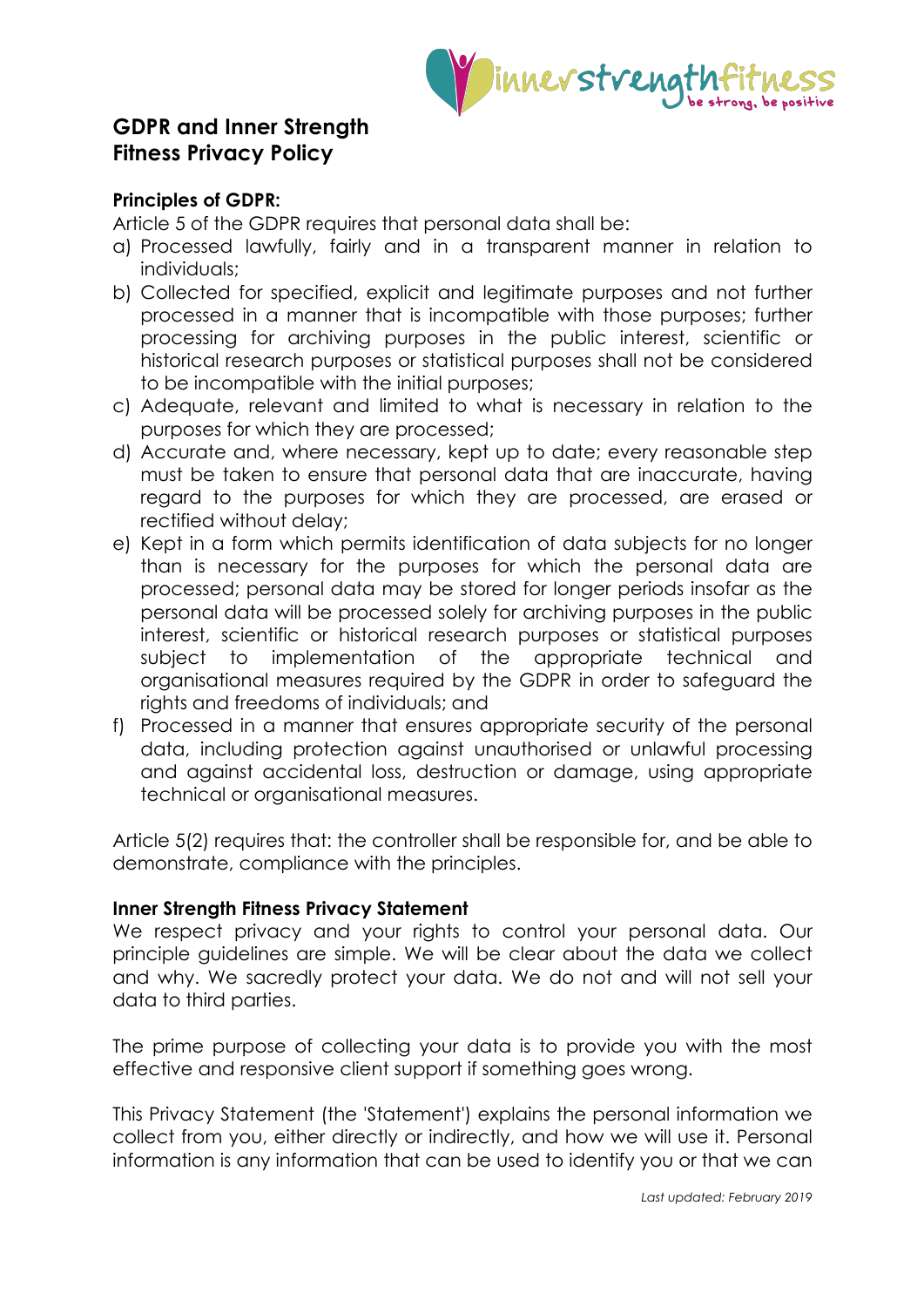# GDPR and Inner Strength Fitness Privacy Policy

**Principles of GDPR:**

Article 5 of the GDPR requires that personal data shall be:

a) Processed lawfully, fairly and in a transparent manner in relation to individuals;
b) Collected for specified, explicit and legitimate purposes and not further processed in a manner that is incompatible with those purposes; further processing for archiving purposes in the public interest, scientific or historical research purposes or statistical purposes shall not be considered to be incompatible with the initial purposes;
c) Adequate, relevant and limited to what is necessary in relation to the purposes for which they are processed;
d) Accurate and, where necessary, kept up to date; every reasonable step must be taken to ensure that personal data that are inaccurate, having regard to the purposes for which they are processed, are erased or rectified without delay;
e) Kept in a form which permits identification of data subjects for no longer than is necessary for the purposes for which the personal data are processed; personal data may be stored for longer periods insofar as the personal data will be processed solely for archiving purposes in the public interest, scientific or historical research purposes or statistical purposes subject to implementation of the appropriate technical and organisational measures required by the GDPR in order to safeguard the rights and freedoms of individuals; and
f) Processed in a manner that ensures appropriate security of the personal data, including protection against unauthorised or unlawful processing and against accidental loss, destruction or damage, using appropriate technical or organisational measures.

Article 5(2) requires that: the controller shall be responsible for, and be able to demonstrate, compliance with the principles.

**Inner Strength Fitness Privacy Statement**

We respect privacy and your rights to control your personal data. Our principle guidelines are simple. We will be clear about the data we collect and why. We sacredly protect your data. We do not and will not sell your data to third parties.

The prime purpose of collecting your data is to provide you with the most effective and responsive client support if something goes wrong.

This Privacy Statement (the 'Statement') explains the personal information we collect from you, either directly or indirectly, and how we will use it. Personal information is any information that can be used to identify you or that we can

*Last updated: February 2019*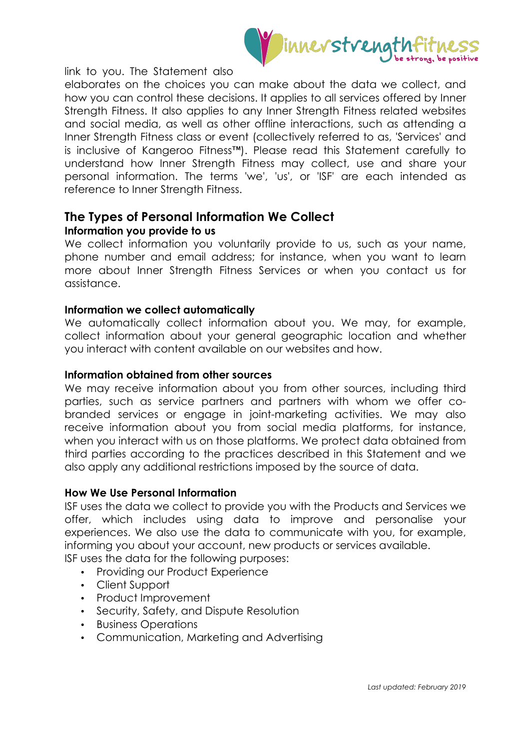link to you. The Statement also elaborates on the choices you can make about the data we collect, and how you can control these decisions. It applies to all services offered by Inner Strength Fitness. It also applies to any Inner Strength Fitness related websites and social media, as well as other offline interactions, such as attending a Inner Strength Fitness class or event (collectively referred to as, 'Services' and is inclusive of Kangeroo Fitness™). Please read this Statement carefully to understand how Inner Strength Fitness may collect, use and share your personal information. The terms 'we', 'us', or 'ISF' are each intended as reference to Inner Strength Fitness.

## The Types of Personal Information We Collect

**Information you provide to us**

We collect information you voluntarily provide to us, such as your name, phone number and email address; for instance, when you want to learn more about Inner Strength Fitness Services or when you contact us for assistance.

**Information we collect automatically**

We automatically collect information about you. We may, for example, collect information about your general geographic location and whether you interact with content available on our websites and how.

**Information obtained from other sources**

We may receive information about you from other sources, including third parties, such as service partners and partners with whom we offer co-branded services or engage in joint-marketing activities. We may also receive information about you from social media platforms, for instance, when you interact with us on those platforms. We protect data obtained from third parties according to the practices described in this Statement and we also apply any additional restrictions imposed by the source of data.

**How We Use Personal Information**

ISF uses the data we collect to provide you with the Products and Services we offer, which includes using data to improve and personalise your experiences. We also use the data to communicate with you, for example, informing you about your account, new products or services available.

ISF uses the data for the following purposes:

- Providing our Product Experience
- Client Support
- Product Improvement
- Security, Safety, and Dispute Resolution
- Business Operations
- Communication, Marketing and Advertising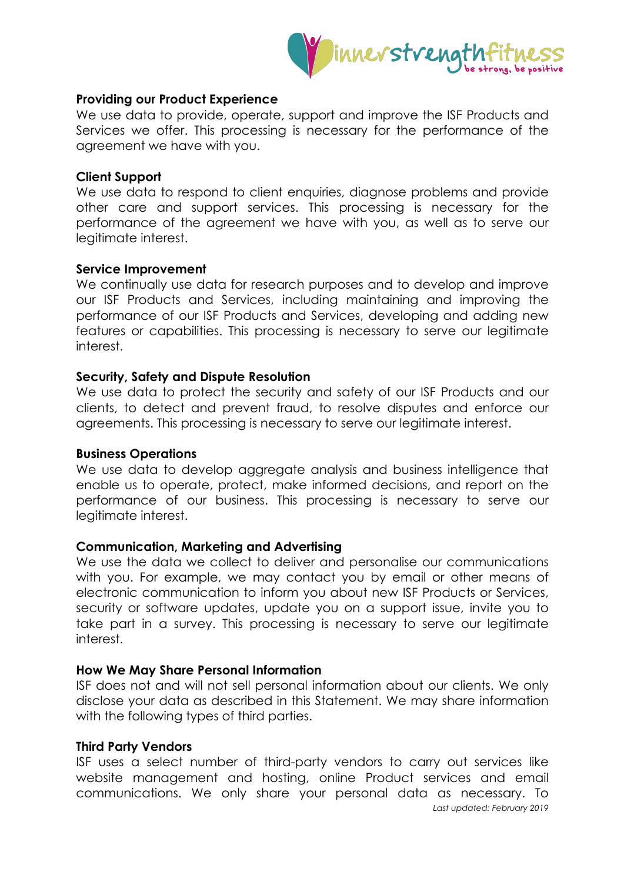**Providing our Product Experience**

We use data to provide, operate, support and improve the ISF Products and Services we offer. This processing is necessary for the performance of the agreement we have with you.

**Client Support**

We use data to respond to client enquiries, diagnose problems and provide other care and support services. This processing is necessary for the performance of the agreement we have with you, as well as to serve our legitimate interest.

**Service Improvement**

We continually use data for research purposes and to develop and improve our ISF Products and Services, including maintaining and improving the performance of our ISF Products and Services, developing and adding new features or capabilities. This processing is necessary to serve our legitimate interest.

**Security, Safety and Dispute Resolution**

We use data to protect the security and safety of our ISF Products and our clients, to detect and prevent fraud, to resolve disputes and enforce our agreements. This processing is necessary to serve our legitimate interest.

**Business Operations**

We use data to develop aggregate analysis and business intelligence that enable us to operate, protect, make informed decisions, and report on the performance of our business. This processing is necessary to serve our legitimate interest.

**Communication, Marketing and Advertising**

We use the data we collect to deliver and personalise our communications with you. For example, we may contact you by email or other means of electronic communication to inform you about new ISF Products or Services, security or software updates, update you on a support issue, invite you to take part in a survey. This processing is necessary to serve our legitimate interest.

**How We May Share Personal Information**

ISF does not and will not sell personal information about our clients. We only disclose your data as described in this Statement. We may share information with the following types of third parties.

**Third Party Vendors**

ISF uses a select number of third-party vendors to carry out services like website management and hosting, online Product services and email communications. We only share your personal data as necessary. To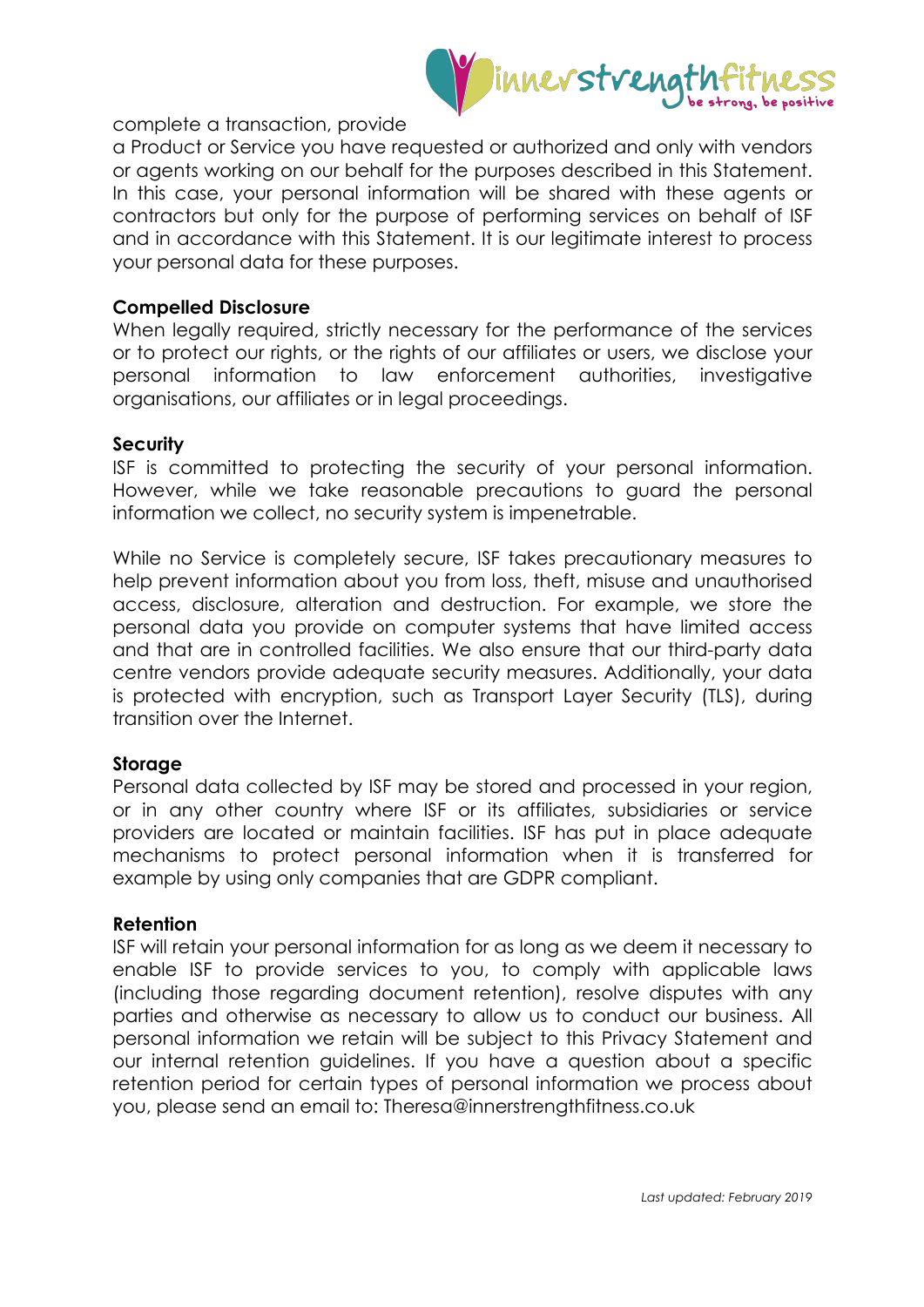complete a transaction, provide a Product or Service you have requested or authorized and only with vendors or agents working on our behalf for the purposes described in this Statement. In this case, your personal information will be shared with these agents or contractors but only for the purpose of performing services on behalf of ISF and in accordance with this Statement. It is our legitimate interest to process your personal data for these purposes.

**Compelled Disclosure**

When legally required, strictly necessary for the performance of the services or to protect our rights, or the rights of our affiliates or users, we disclose your personal information to law enforcement authorities, investigative organisations, our affiliates or in legal proceedings.

**Security**

ISF is committed to protecting the security of your personal information. However, while we take reasonable precautions to guard the personal information we collect, no security system is impenetrable.

While no Service is completely secure, ISF takes precautionary measures to help prevent information about you from loss, theft, misuse and unauthorised access, disclosure, alteration and destruction. For example, we store the personal data you provide on computer systems that have limited access and that are in controlled facilities. We also ensure that our third-party data centre vendors provide adequate security measures. Additionally, your data is protected with encryption, such as Transport Layer Security (TLS), during transition over the Internet.

**Storage**

Personal data collected by ISF may be stored and processed in your region, or in any other country where ISF or its affiliates, subsidiaries or service providers are located or maintain facilities. ISF has put in place adequate mechanisms to protect personal information when it is transferred for example by using only companies that are GDPR compliant.

**Retention**

ISF will retain your personal information for as long as we deem it necessary to enable ISF to provide services to you, to comply with applicable laws (including those regarding document retention), resolve disputes with any parties and otherwise as necessary to allow us to conduct our business. All personal information we retain will be subject to this Privacy Statement and our internal retention guidelines. If you have a question about a specific retention period for certain types of personal information we process about you, please send an email to: Theresa@innerstrengthfitness.co.uk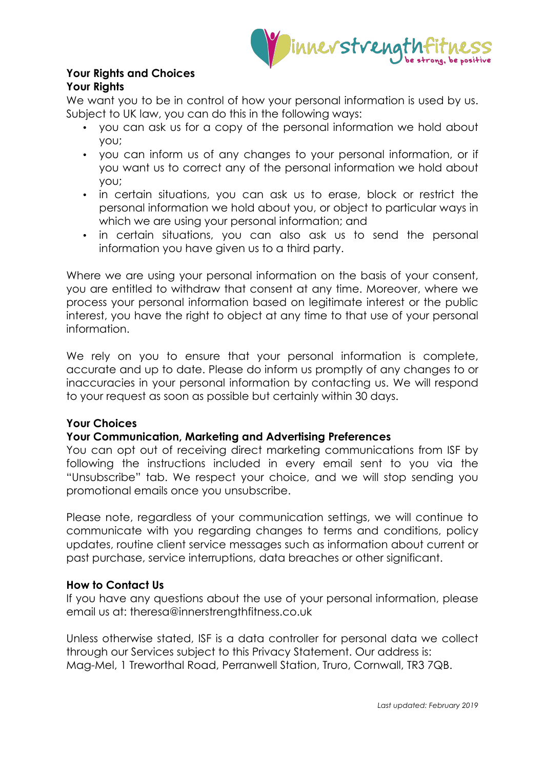**Your Rights and Choices**

**Your Rights**

We want you to be in control of how your personal information is used by us. Subject to UK law, you can do this in the following ways:

- you can ask us for a copy of the personal information we hold about you;
- you can inform us of any changes to your personal information, or if you want us to correct any of the personal information we hold about you;
- in certain situations, you can ask us to erase, block or restrict the personal information we hold about you, or object to particular ways in which we are using your personal information; and
- in certain situations, you can also ask us to send the personal information you have given us to a third party.

Where we are using your personal information on the basis of your consent, you are entitled to withdraw that consent at any time. Moreover, where we process your personal information based on legitimate interest or the public interest, you have the right to object at any time to that use of your personal information.

We rely on you to ensure that your personal information is complete, accurate and up to date. Please do inform us promptly of any changes to or inaccuracies in your personal information by contacting us. We will respond to your request as soon as possible but certainly within 30 days.

**Your Choices**

**Your Communication, Marketing and Advertising Preferences**

You can opt out of receiving direct marketing communications from ISF by following the instructions included in every email sent to you via the "Unsubscribe" tab. We respect your choice, and we will stop sending you promotional emails once you unsubscribe.

Please note, regardless of your communication settings, we will continue to communicate with you regarding changes to terms and conditions, policy updates, routine client service messages such as information about current or past purchase, service interruptions, data breaches or other significant.

**How to Contact Us**

If you have any questions about the use of your personal information, please email us at: theresa@innerstrengthfitness.co.uk

Unless otherwise stated, ISF is a data controller for personal data we collect through our Services subject to this Privacy Statement. Our address is: Mag-Mel, 1 Treworthal Road, Perranwell Station, Truro, Cornwall, TR3 7QB.

*Last updated: February 2019*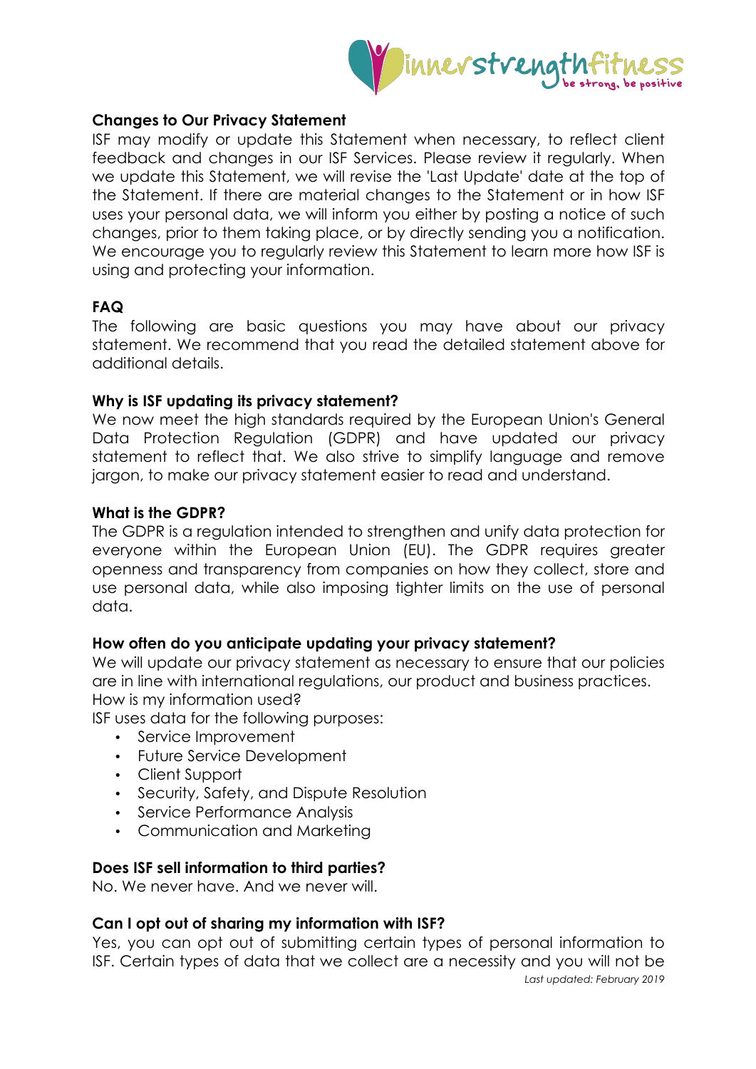**Changes to Our Privacy Statement**

ISF may modify or update this Statement when necessary, to reflect client feedback and changes in our ISF Services. Please review it regularly. When we update this Statement, we will revise the 'Last Update' date at the top of the Statement. If there are material changes to the Statement or in how ISF uses your personal data, we will inform you either by posting a notice of such changes, prior to them taking place, or by directly sending you a notification. We encourage you to regularly review this Statement to learn more how ISF is using and protecting your information.

**FAQ**

The following are basic questions you may have about our privacy statement. We recommend that you read the detailed statement above for additional details.

**Why is ISF updating its privacy statement?**

We now meet the high standards required by the European Union's General Data Protection Regulation (GDPR) and have updated our privacy statement to reflect that. We also strive to simplify language and remove jargon, to make our privacy statement easier to read and understand.

**What is the GDPR?**

The GDPR is a regulation intended to strengthen and unify data protection for everyone within the European Union (EU). The GDPR requires greater openness and transparency from companies on how they collect, store and use personal data, while also imposing tighter limits on the use of personal data.

**How often do you anticipate updating your privacy statement?**

We will update our privacy statement as necessary to ensure that our policies are in line with international regulations, our product and business practices.
How is my information used?
ISF uses data for the following purposes:

- Service Improvement
- Future Service Development
- Client Support
- Security, Safety, and Dispute Resolution
- Service Performance Analysis
- Communication and Marketing

**Does ISF sell information to third parties?**

No. We never have. And we never will.

**Can I opt out of sharing my information with ISF?**

Yes, you can opt out of submitting certain types of personal information to ISF. Certain types of data that we collect are a necessity and you will not be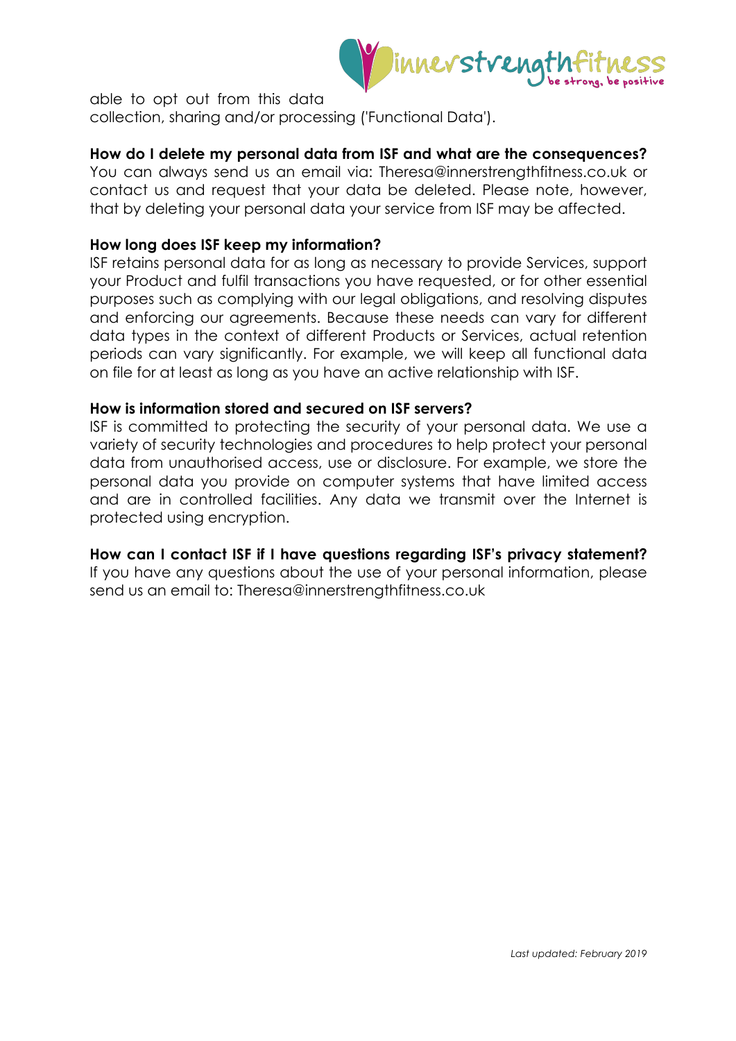able to opt out from this data collection, sharing and/or processing ('Functional Data').

**How do I delete my personal data from ISF and what are the consequences?**
You can always send us an email via: Theresa@innerstrengthfitness.co.uk or contact us and request that your data be deleted. Please note, however, that by deleting your personal data your service from ISF may be affected.

**How long does ISF keep my information?**
ISF retains personal data for as long as necessary to provide Services, support your Product and fulfil transactions you have requested, or for other essential purposes such as complying with our legal obligations, and resolving disputes and enforcing our agreements. Because these needs can vary for different data types in the context of different Products or Services, actual retention periods can vary significantly. For example, we will keep all functional data on file for at least as long as you have an active relationship with ISF.

**How is information stored and secured on ISF servers?**
ISF is committed to protecting the security of your personal data. We use a variety of security technologies and procedures to help protect your personal data from unauthorised access, use or disclosure. For example, we store the personal data you provide on computer systems that have limited access and are in controlled facilities. Any data we transmit over the Internet is protected using encryption.

**How can I contact ISF if I have questions regarding ISF's privacy statement?**
If you have any questions about the use of your personal information, please send us an email to: Theresa@innerstrengthfitness.co.uk

*Last updated: February 2019*